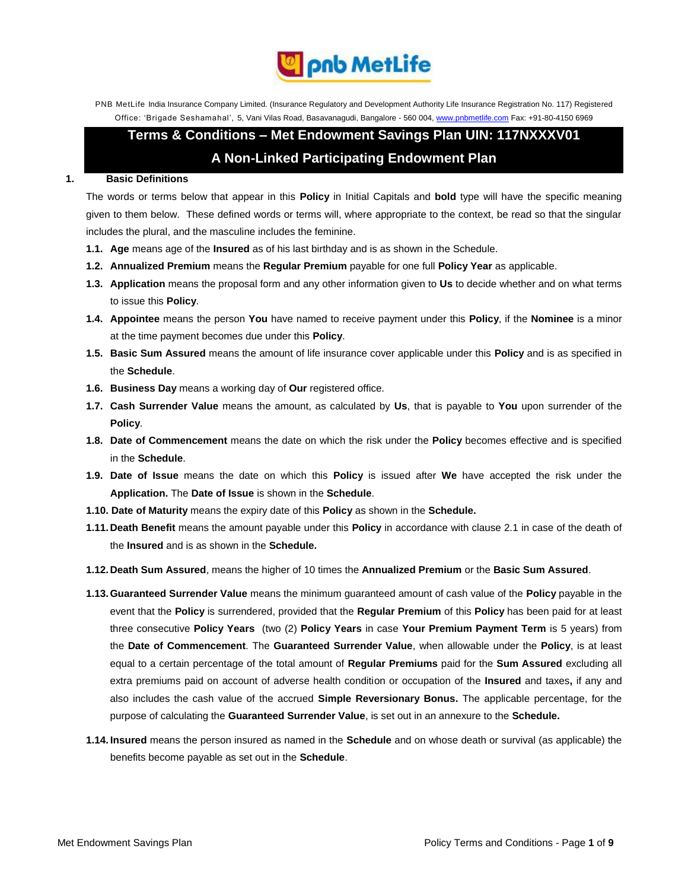PNB MetLife India Insurance Company Limited. (Insurance Regulatory and Development Authority Life Insurance Registration No. 117) Registered Office: 'Brigade Seshamahal', 5, Vani Vilas Road, Basavanagudi, Bangalore - 560 004, www.pnbmetlife.com Fax: +91-80-4150 6969

# Terms & Conditions – Met Endowment Savings Plan UIN: 117NXXXV01

## A Non-Linked Participating Endowment Plan

### 1. Basic Definitions

The words or terms below that appear in this **Policy** in Initial Capitals and **bold** type will have the specific meaning given to them below. These defined words or terms will, where appropriate to the context, be read so that the singular includes the plural, and the masculine includes the feminine.

**1.1.** **Age** means age of the **Insured** as of his last birthday and is as shown in the Schedule.

**1.2.** **Annualized Premium** means the **Regular Premium** payable for one full **Policy Year** as applicable.

**1.3.** **Application** means the proposal form and any other information given to **Us** to decide whether and on what terms to issue this **Policy**.

**1.4.** **Appointee** means the person **You** have named to receive payment under this **Policy**, if the **Nominee** is a minor at the time payment becomes due under this **Policy**.

**1.5.** **Basic Sum Assured** means the amount of life insurance cover applicable under this **Policy** and is as specified in the **Schedule**.

**1.6.** **Business Day** means a working day of **Our** registered office.

**1.7.** **Cash Surrender Value** means the amount, as calculated by **Us**, that is payable to **You** upon surrender of the **Policy**.

**1.8.** **Date of Commencement** means the date on which the risk under the **Policy** becomes effective and is specified in the **Schedule**.

**1.9.** **Date of Issue** means the date on which this **Policy** is issued after **We** have accepted the risk under the **Application.** The **Date of Issue** is shown in the **Schedule**.

**1.10.** **Date of Maturity** means the expiry date of this **Policy** as shown in the **Schedule.**

**1.11.** **Death Benefit** means the amount payable under this **Policy** in accordance with clause 2.1 in case of the death of the **Insured** and is as shown in the **Schedule.**

**1.12.** **Death Sum Assured**, means the higher of 10 times the **Annualized Premium** or the **Basic Sum Assured**.

**1.13.** **Guaranteed Surrender Value** means the minimum guaranteed amount of cash value of the **Policy** payable in the event that the **Policy** is surrendered, provided that the **Regular Premium** of this **Policy** has been paid for at least three consecutive **Policy Years** (two (2) **Policy Years** in case **Your Premium Payment Term** is 5 years) from the **Date of Commencement**. The **Guaranteed Surrender Value**, when allowable under the **Policy**, is at least equal to a certain percentage of the total amount of **Regular Premiums** paid for the **Sum Assured** excluding all extra premiums paid on account of adverse health condition or occupation of the **Insured** and taxes**,** if any and also includes the cash value of the accrued **Simple Reversionary Bonus.** The applicable percentage, for the purpose of calculating the **Guaranteed Surrender Value**, is set out in an annexure to the **Schedule.**

**1.14.** **Insured** means the person insured as named in the **Schedule** and on whose death or survival (as applicable) the benefits become payable as set out in the **Schedule**.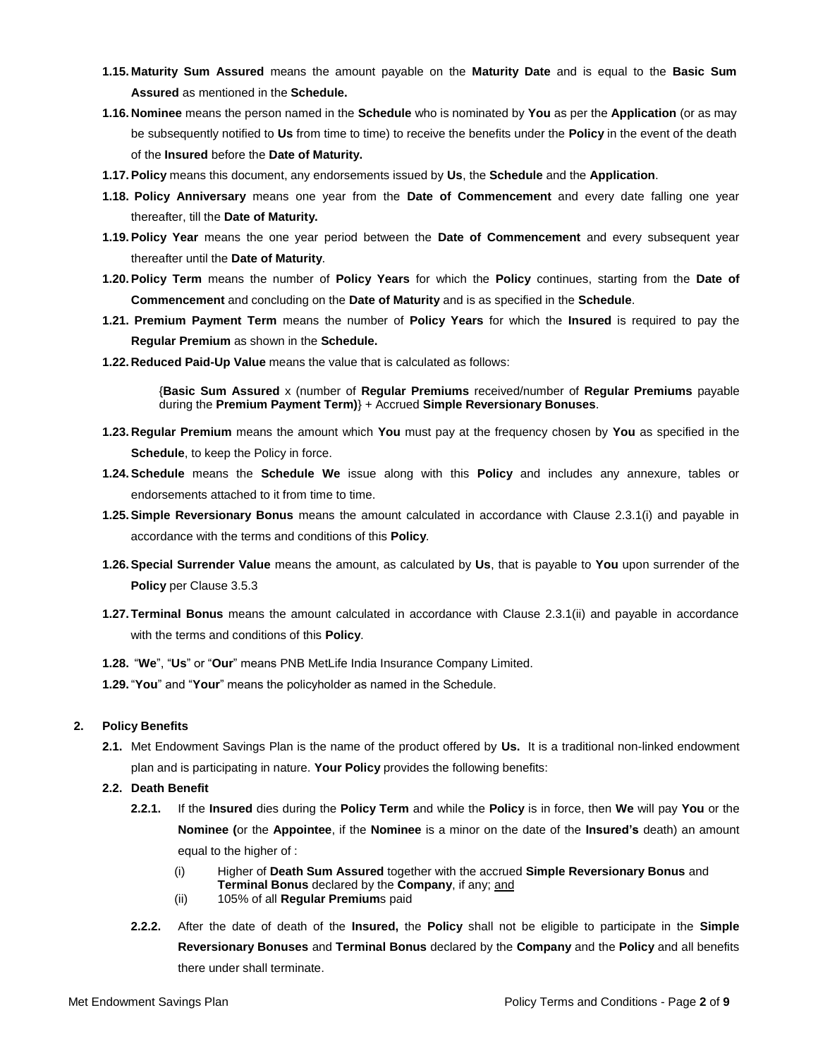**1.15. Maturity Sum Assured** means the amount payable on the **Maturity Date** and is equal to the **Basic Sum Assured** as mentioned in the **Schedule.**

**1.16. Nominee** means the person named in the **Schedule** who is nominated by **You** as per the **Application** (or as may be subsequently notified to **Us** from time to time) to receive the benefits under the **Policy** in the event of the death of the **Insured** before the **Date of Maturity.**

**1.17. Policy** means this document, any endorsements issued by **Us**, the **Schedule** and the **Application**.

**1.18. Policy Anniversary** means one year from the **Date of Commencement** and every date falling one year thereafter, till the **Date of Maturity.**

**1.19. Policy Year** means the one year period between the **Date of Commencement** and every subsequent year thereafter until the **Date of Maturity**.

**1.20. Policy Term** means the number of **Policy Years** for which the **Policy** continues, starting from the **Date of Commencement** and concluding on the **Date of Maturity** and is as specified in the **Schedule**.

**1.21. Premium Payment Term** means the number of **Policy Years** for which the **Insured** is required to pay the **Regular Premium** as shown in the **Schedule.**

**1.22. Reduced Paid-Up Value** means the value that is calculated as follows:

> {**Basic Sum Assured** x (number of **Regular Premiums** received/number of **Regular Premiums** payable during the **Premium Payment Term)**} + Accrued **Simple Reversionary Bonuses**.

**1.23. Regular Premium** means the amount which **You** must pay at the frequency chosen by **You** as specified in the **Schedule**, to keep the Policy in force.

**1.24. Schedule** means the **Schedule We** issue along with this **Policy** and includes any annexure, tables or endorsements attached to it from time to time.

**1.25. Simple Reversionary Bonus** means the amount calculated in accordance with Clause 2.3.1(i) and payable in accordance with the terms and conditions of this **Policy**.

**1.26. Special Surrender Value** means the amount, as calculated by **Us**, that is payable to **You** upon surrender of the **Policy** per Clause 3.5.3

**1.27. Terminal Bonus** means the amount calculated in accordance with Clause 2.3.1(ii) and payable in accordance with the terms and conditions of this **Policy**.

**1.28.** "**We**", "**Us**" or "**Our**" means PNB MetLife India Insurance Company Limited.

**1.29.** "**You**" and "**Your**" means the policyholder as named in the Schedule.

## 2. Policy Benefits

**2.1.** Met Endowment Savings Plan is the name of the product offered by **Us.** It is a traditional non-linked endowment plan and is participating in nature. **Your Policy** provides the following benefits:

**2.2. Death Benefit**

**2.2.1.** If the **Insured** dies during the **Policy Term** and while the **Policy** is in force, then **We** will pay **You** or the **Nominee (**or the **Appointee**, if the **Nominee** is a minor on the date of the **Insured's** death) an amount equal to the higher of :

(i) Higher of **Death Sum Assured** together with the accrued **Simple Reversionary Bonus** and **Terminal Bonus** declared by the **Company**, if any; <u>and</u>

(ii) 105% of all **Regular Premium**s paid

**2.2.2.** After the date of death of the **Insured,** the **Policy** shall not be eligible to participate in the **Simple Reversionary Bonuses** and **Terminal Bonus** declared by the **Company** and the **Policy** and all benefits there under shall terminate.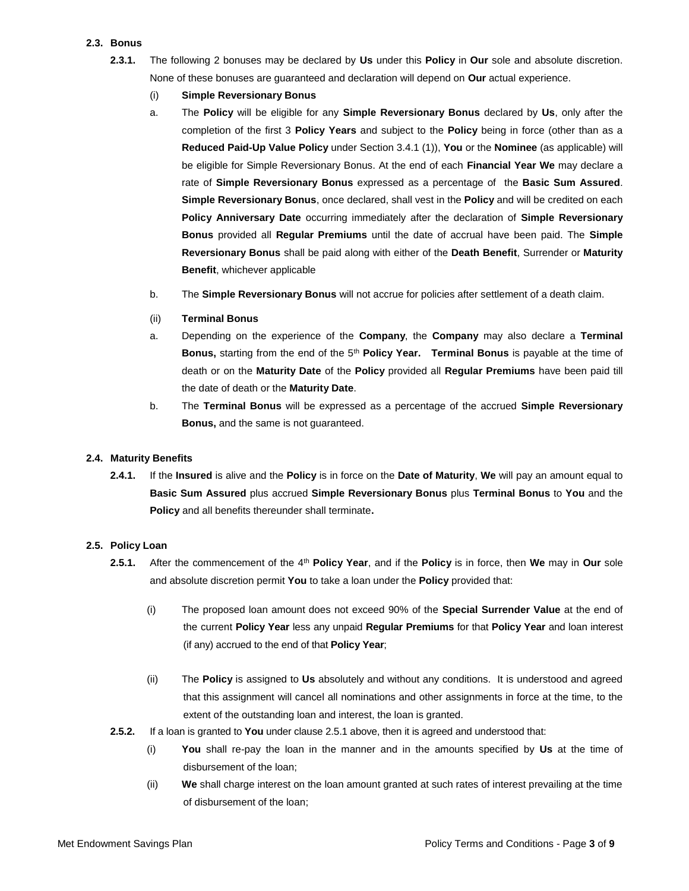### 2.3. Bonus

**2.3.1.** The following 2 bonuses may be declared by **Us** under this **Policy** in **Our** sole and absolute discretion. None of these bonuses are guaranteed and declaration will depend on **Our** actual experience.

(i) **Simple Reversionary Bonus**

a. The **Policy** will be eligible for any **Simple Reversionary Bonus** declared by **Us**, only after the completion of the first 3 **Policy Years** and subject to the **Policy** being in force (other than as a **Reduced Paid-Up Value Policy** under Section 3.4.1 (1)), **You** or the **Nominee** (as applicable) will be eligible for Simple Reversionary Bonus. At the end of each **Financial Year We** may declare a rate of **Simple Reversionary Bonus** expressed as a percentage of the **Basic Sum Assured**. **Simple Reversionary Bonus**, once declared, shall vest in the **Policy** and will be credited on each **Policy Anniversary Date** occurring immediately after the declaration of **Simple Reversionary Bonus** provided all **Regular Premiums** until the date of accrual have been paid. The **Simple Reversionary Bonus** shall be paid along with either of the **Death Benefit**, Surrender or **Maturity Benefit**, whichever applicable

b. The **Simple Reversionary Bonus** will not accrue for policies after settlement of a death claim.

(ii) **Terminal Bonus**

a. Depending on the experience of the **Company**, the **Company** may also declare a **Terminal Bonus,** starting from the end of the 5th **Policy Year. Terminal Bonus** is payable at the time of death or on the **Maturity Date** of the **Policy** provided all **Regular Premiums** have been paid till the date of death or the **Maturity Date**.

b. The **Terminal Bonus** will be expressed as a percentage of the accrued **Simple Reversionary Bonus,** and the same is not guaranteed.

### 2.4. Maturity Benefits

**2.4.1.** If the **Insured** is alive and the **Policy** is in force on the **Date of Maturity**, **We** will pay an amount equal to **Basic Sum Assured** plus accrued **Simple Reversionary Bonus** plus **Terminal Bonus** to **You** and the **Policy** and all benefits thereunder shall terminate**.**

### 2.5. Policy Loan

**2.5.1.** After the commencement of the 4th **Policy Year**, and if the **Policy** is in force, then **We** may in **Our** sole and absolute discretion permit **You** to take a loan under the **Policy** provided that:

(i) The proposed loan amount does not exceed 90% of the **Special Surrender Value** at the end of the current **Policy Year** less any unpaid **Regular Premiums** for that **Policy Year** and loan interest (if any) accrued to the end of that **Policy Year**;

(ii) The **Policy** is assigned to **Us** absolutely and without any conditions. It is understood and agreed that this assignment will cancel all nominations and other assignments in force at the time, to the extent of the outstanding loan and interest, the loan is granted.

**2.5.2.** If a loan is granted to **You** under clause 2.5.1 above, then it is agreed and understood that:

(i) **You** shall re-pay the loan in the manner and in the amounts specified by **Us** at the time of disbursement of the loan;

(ii) **We** shall charge interest on the loan amount granted at such rates of interest prevailing at the time of disbursement of the loan;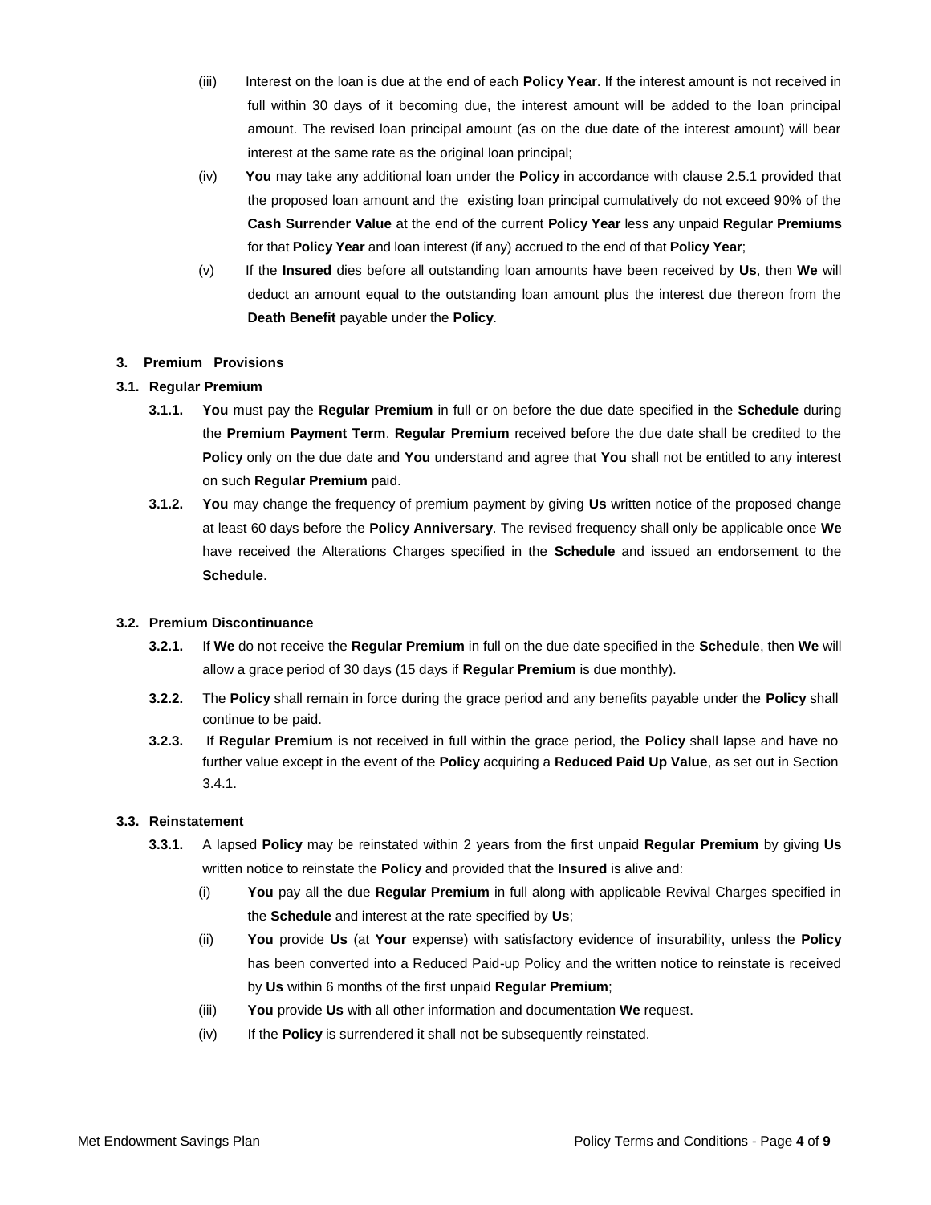(iii) Interest on the loan is due at the end of each **Policy Year**. If the interest amount is not received in full within 30 days of it becoming due, the interest amount will be added to the loan principal amount. The revised loan principal amount (as on the due date of the interest amount) will bear interest at the same rate as the original loan principal;

(iv) **You** may take any additional loan under the **Policy** in accordance with clause 2.5.1 provided that the proposed loan amount and the existing loan principal cumulatively do not exceed 90% of the **Cash Surrender Value** at the end of the current **Policy Year** less any unpaid **Regular Premiums** for that **Policy Year** and loan interest (if any) accrued to the end of that **Policy Year**;

(v) If the **Insured** dies before all outstanding loan amounts have been received by **Us**, then **We** will deduct an amount equal to the outstanding loan amount plus the interest due thereon from the **Death Benefit** payable under the **Policy**.

## 3. Premium Provisions

### 3.1. Regular Premium

**3.1.1.** **You** must pay the **Regular Premium** in full or on before the due date specified in the **Schedule** during the **Premium Payment Term**. **Regular Premium** received before the due date shall be credited to the **Policy** only on the due date and **You** understand and agree that **You** shall not be entitled to any interest on such **Regular Premium** paid.

**3.1.2.** **You** may change the frequency of premium payment by giving **Us** written notice of the proposed change at least 60 days before the **Policy Anniversary**. The revised frequency shall only be applicable once **We** have received the Alterations Charges specified in the **Schedule** and issued an endorsement to the **Schedule**.

### 3.2. Premium Discontinuance

**3.2.1.** If **We** do not receive the **Regular Premium** in full on the due date specified in the **Schedule**, then **We** will allow a grace period of 30 days (15 days if **Regular Premium** is due monthly).

**3.2.2.** The **Policy** shall remain in force during the grace period and any benefits payable under the **Policy** shall continue to be paid.

**3.2.3.** If **Regular Premium** is not received in full within the grace period, the **Policy** shall lapse and have no further value except in the event of the **Policy** acquiring a **Reduced Paid Up Value**, as set out in Section 3.4.1.

### 3.3. Reinstatement

**3.3.1.** A lapsed **Policy** may be reinstated within 2 years from the first unpaid **Regular Premium** by giving **Us** written notice to reinstate the **Policy** and provided that the **Insured** is alive and:

(i) **You** pay all the due **Regular Premium** in full along with applicable Revival Charges specified in the **Schedule** and interest at the rate specified by **Us**;

(ii) **You** provide **Us** (at **Your** expense) with satisfactory evidence of insurability, unless the **Policy** has been converted into a Reduced Paid-up Policy and the written notice to reinstate is received by **Us** within 6 months of the first unpaid **Regular Premium**;

(iii) **You** provide **Us** with all other information and documentation **We** request.

(iv) If the **Policy** is surrendered it shall not be subsequently reinstated.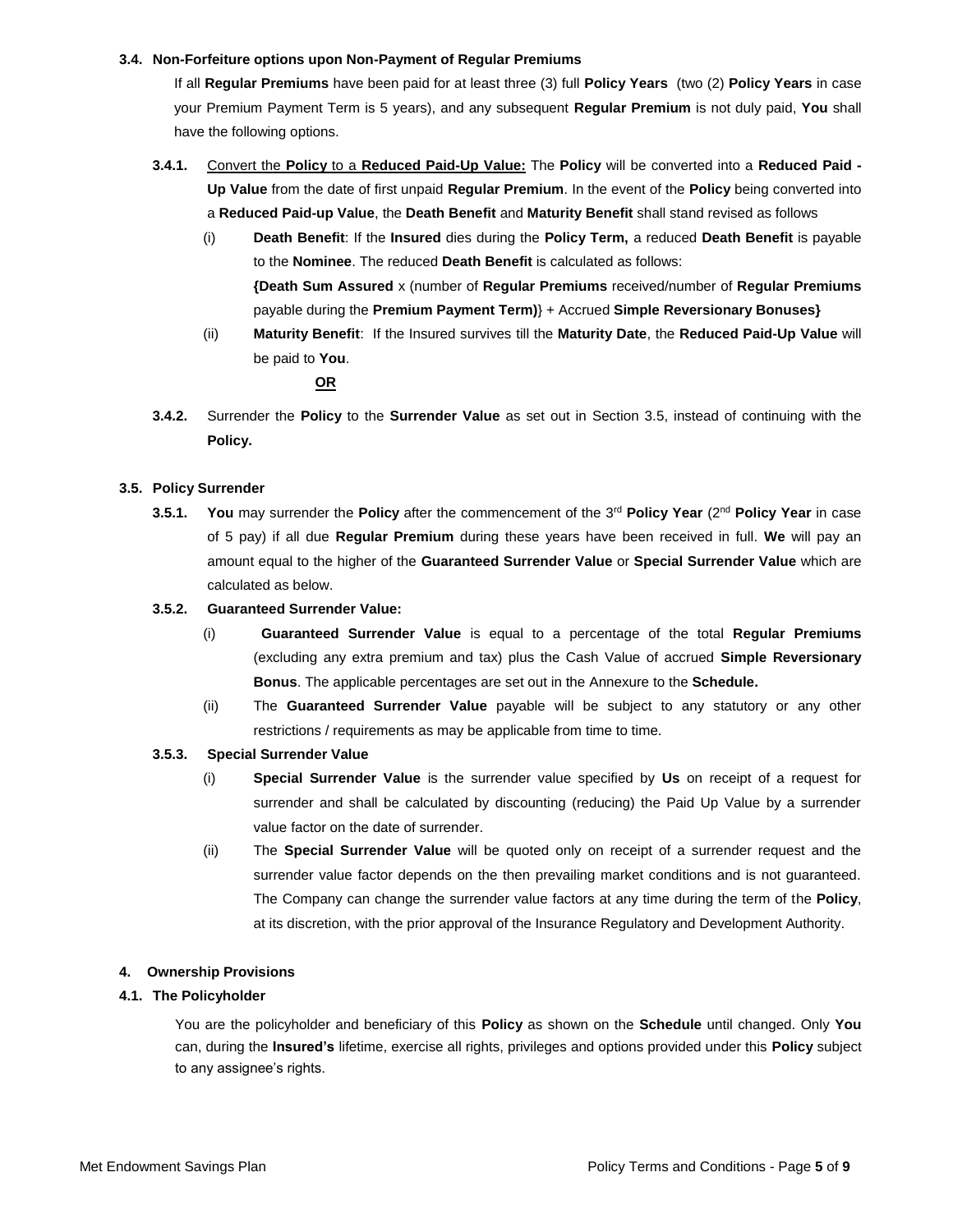### 3.4. Non-Forfeiture options upon Non-Payment of Regular Premiums

If all **Regular Premiums** have been paid for at least three (3) full **Policy Years** (two (2) **Policy Years** in case your Premium Payment Term is 5 years), and any subsequent **Regular Premium** is not duly paid, **You** shall have the following options.

**3.4.1.** Convert the **Policy** to a **Reduced Paid-Up Value:** The **Policy** will be converted into a **Reduced Paid - Up Value** from the date of first unpaid **Regular Premium**. In the event of the **Policy** being converted into a **Reduced Paid-up Value**, the **Death Benefit** and **Maturity Benefit** shall stand revised as follows

(i) **Death Benefit**: If the **Insured** dies during the **Policy Term,** a reduced **Death Benefit** is payable to the **Nominee**. The reduced **Death Benefit** is calculated as follows:

**{Death Sum Assured** x (number of **Regular Premiums** received/number of **Regular Premiums** payable during the **Premium Payment Term)**} + Accrued **Simple Reversionary Bonuses}**

(ii) **Maturity Benefit**: If the Insured survives till the **Maturity Date**, the **Reduced Paid-Up Value** will be paid to **You**.

**OR**

**3.4.2.** Surrender the **Policy** to the **Surrender Value** as set out in Section 3.5, instead of continuing with the **Policy.**

### 3.5. Policy Surrender

**3.5.1.** **You** may surrender the **Policy** after the commencement of the 3rd **Policy Year** (2nd **Policy Year** in case of 5 pay) if all due **Regular Premium** during these years have been received in full. **We** will pay an amount equal to the higher of the **Guaranteed Surrender Value** or **Special Surrender Value** which are calculated as below.

**3.5.2. Guaranteed Surrender Value:**

(i) **Guaranteed Surrender Value** is equal to a percentage of the total **Regular Premiums** (excluding any extra premium and tax) plus the Cash Value of accrued **Simple Reversionary Bonus**. The applicable percentages are set out in the Annexure to the **Schedule.**

(ii) The **Guaranteed Surrender Value** payable will be subject to any statutory or any other restrictions / requirements as may be applicable from time to time.

**3.5.3. Special Surrender Value**

(i) **Special Surrender Value** is the surrender value specified by **Us** on receipt of a request for surrender and shall be calculated by discounting (reducing) the Paid Up Value by a surrender value factor on the date of surrender.

(ii) The **Special Surrender Value** will be quoted only on receipt of a surrender request and the surrender value factor depends on the then prevailing market conditions and is not guaranteed. The Company can change the surrender value factors at any time during the term of the **Policy**, at its discretion, with the prior approval of the Insurance Regulatory and Development Authority.

## 4. Ownership Provisions

### 4.1. The Policyholder

You are the policyholder and beneficiary of this **Policy** as shown on the **Schedule** until changed. Only **You** can, during the **Insured's** lifetime, exercise all rights, privileges and options provided under this **Policy** subject to any assignee's rights.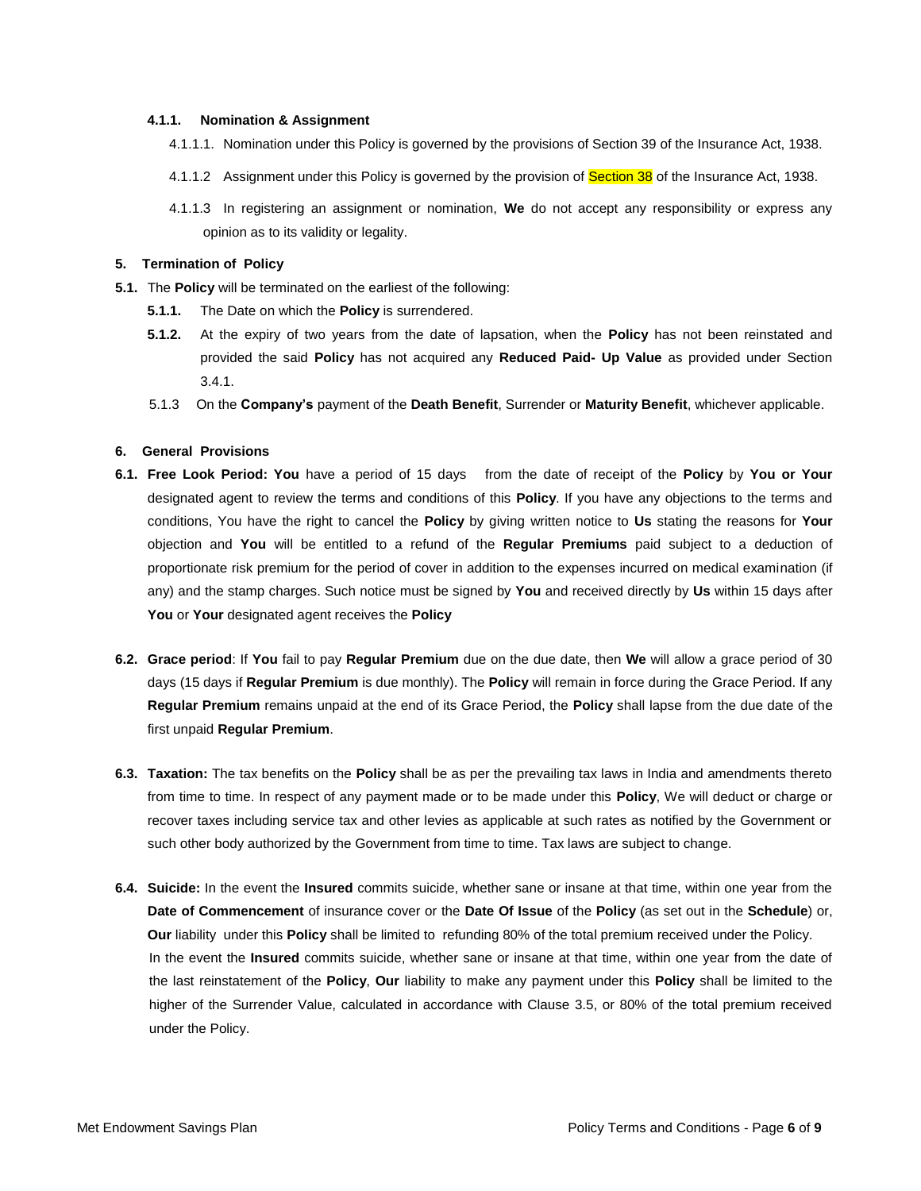**4.1.1. Nomination & Assignment**

4.1.1.1. Nomination under this Policy is governed by the provisions of Section 39 of the Insurance Act, 1938.

4.1.1.2 Assignment under this Policy is governed by the provision of Section 38 of the Insurance Act, 1938.

4.1.1.3 In registering an assignment or nomination, **We** do not accept any responsibility or express any opinion as to its validity or legality.

## 5. Termination of Policy

**5.1.** The **Policy** will be terminated on the earliest of the following:

**5.1.1.** The Date on which the **Policy** is surrendered.

**5.1.2.** At the expiry of two years from the date of lapsation, when the **Policy** has not been reinstated and provided the said **Policy** has not acquired any **Reduced Paid- Up Value** as provided under Section 3.4.1.

5.1.3 On the **Company's** payment of the **Death Benefit**, Surrender or **Maturity Benefit**, whichever applicable.

## 6. General Provisions

**6.1. Free Look Period: You** have a period of 15 days from the date of receipt of the **Policy** by **You or Your** designated agent to review the terms and conditions of this **Policy**. If you have any objections to the terms and conditions, You have the right to cancel the **Policy** by giving written notice to **Us** stating the reasons for **Your** objection and **You** will be entitled to a refund of the **Regular Premiums** paid subject to a deduction of proportionate risk premium for the period of cover in addition to the expenses incurred on medical examination (if any) and the stamp charges. Such notice must be signed by **You** and received directly by **Us** within 15 days after **You** or **Your** designated agent receives the **Policy**

**6.2. Grace period**: If **You** fail to pay **Regular Premium** due on the due date, then **We** will allow a grace period of 30 days (15 days if **Regular Premium** is due monthly). The **Policy** will remain in force during the Grace Period. If any **Regular Premium** remains unpaid at the end of its Grace Period, the **Policy** shall lapse from the due date of the first unpaid **Regular Premium**.

**6.3. Taxation:** The tax benefits on the **Policy** shall be as per the prevailing tax laws in India and amendments thereto from time to time. In respect of any payment made or to be made under this **Policy**, We will deduct or charge or recover taxes including service tax and other levies as applicable at such rates as notified by the Government or such other body authorized by the Government from time to time. Tax laws are subject to change.

**6.4. Suicide:** In the event the **Insured** commits suicide, whether sane or insane at that time, within one year from the **Date of Commencement** of insurance cover or the **Date Of Issue** of the **Policy** (as set out in the **Schedule**) or, **Our** liability under this **Policy** shall be limited to refunding 80% of the total premium received under the Policy.

In the event the **Insured** commits suicide, whether sane or insane at that time, within one year from the date of the last reinstatement of the **Policy**, **Our** liability to make any payment under this **Policy** shall be limited to the higher of the Surrender Value, calculated in accordance with Clause 3.5, or 80% of the total premium received under the Policy.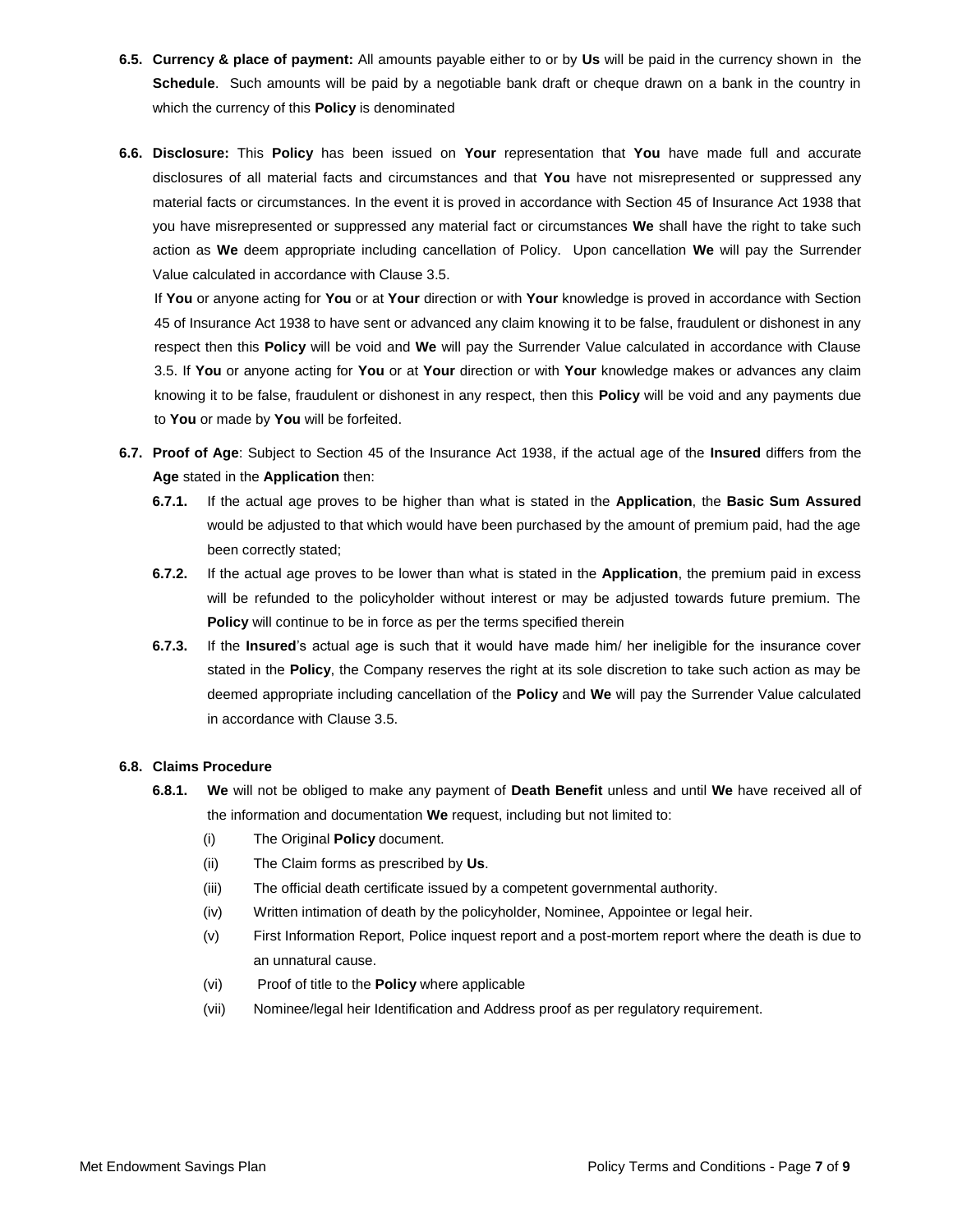**6.5. Currency & place of payment:** All amounts payable either to or by **Us** will be paid in the currency shown in the **Schedule**. Such amounts will be paid by a negotiable bank draft or cheque drawn on a bank in the country in which the currency of this **Policy** is denominated

**6.6. Disclosure:** This **Policy** has been issued on **Your** representation that **You** have made full and accurate disclosures of all material facts and circumstances and that **You** have not misrepresented or suppressed any material facts or circumstances. In the event it is proved in accordance with Section 45 of Insurance Act 1938 that you have misrepresented or suppressed any material fact or circumstances **We** shall have the right to take such action as **We** deem appropriate including cancellation of Policy. Upon cancellation **We** will pay the Surrender Value calculated in accordance with Clause 3.5.

If **You** or anyone acting for **You** or at **Your** direction or with **Your** knowledge is proved in accordance with Section 45 of Insurance Act 1938 to have sent or advanced any claim knowing it to be false, fraudulent or dishonest in any respect then this **Policy** will be void and **We** will pay the Surrender Value calculated in accordance with Clause 3.5. If **You** or anyone acting for **You** or at **Your** direction or with **Your** knowledge makes or advances any claim knowing it to be false, fraudulent or dishonest in any respect, then this **Policy** will be void and any payments due to **You** or made by **You** will be forfeited.

**6.7. Proof of Age**: Subject to Section 45 of the Insurance Act 1938, if the actual age of the **Insured** differs from the **Age** stated in the **Application** then:

- **6.7.1.** If the actual age proves to be higher than what is stated in the **Application**, the **Basic Sum Assured** would be adjusted to that which would have been purchased by the amount of premium paid, had the age been correctly stated;
- **6.7.2.** If the actual age proves to be lower than what is stated in the **Application**, the premium paid in excess will be refunded to the policyholder without interest or may be adjusted towards future premium. The **Policy** will continue to be in force as per the terms specified therein
- **6.7.3.** If the **Insured**'s actual age is such that it would have made him/ her ineligible for the insurance cover stated in the **Policy**, the Company reserves the right at its sole discretion to take such action as may be deemed appropriate including cancellation of the **Policy** and **We** will pay the Surrender Value calculated in accordance with Clause 3.5.

**6.8. Claims Procedure**

- **6.8.1.** **We** will not be obliged to make any payment of **Death Benefit** unless and until **We** have received all of the information and documentation **We** request, including but not limited to:
  - (i) The Original **Policy** document.
  - (ii) The Claim forms as prescribed by **Us**.
  - (iii) The official death certificate issued by a competent governmental authority.
  - (iv) Written intimation of death by the policyholder, Nominee, Appointee or legal heir.
  - (v) First Information Report, Police inquest report and a post-mortem report where the death is due to an unnatural cause.
  - (vi) Proof of title to the **Policy** where applicable
  - (vii) Nominee/legal heir Identification and Address proof as per regulatory requirement.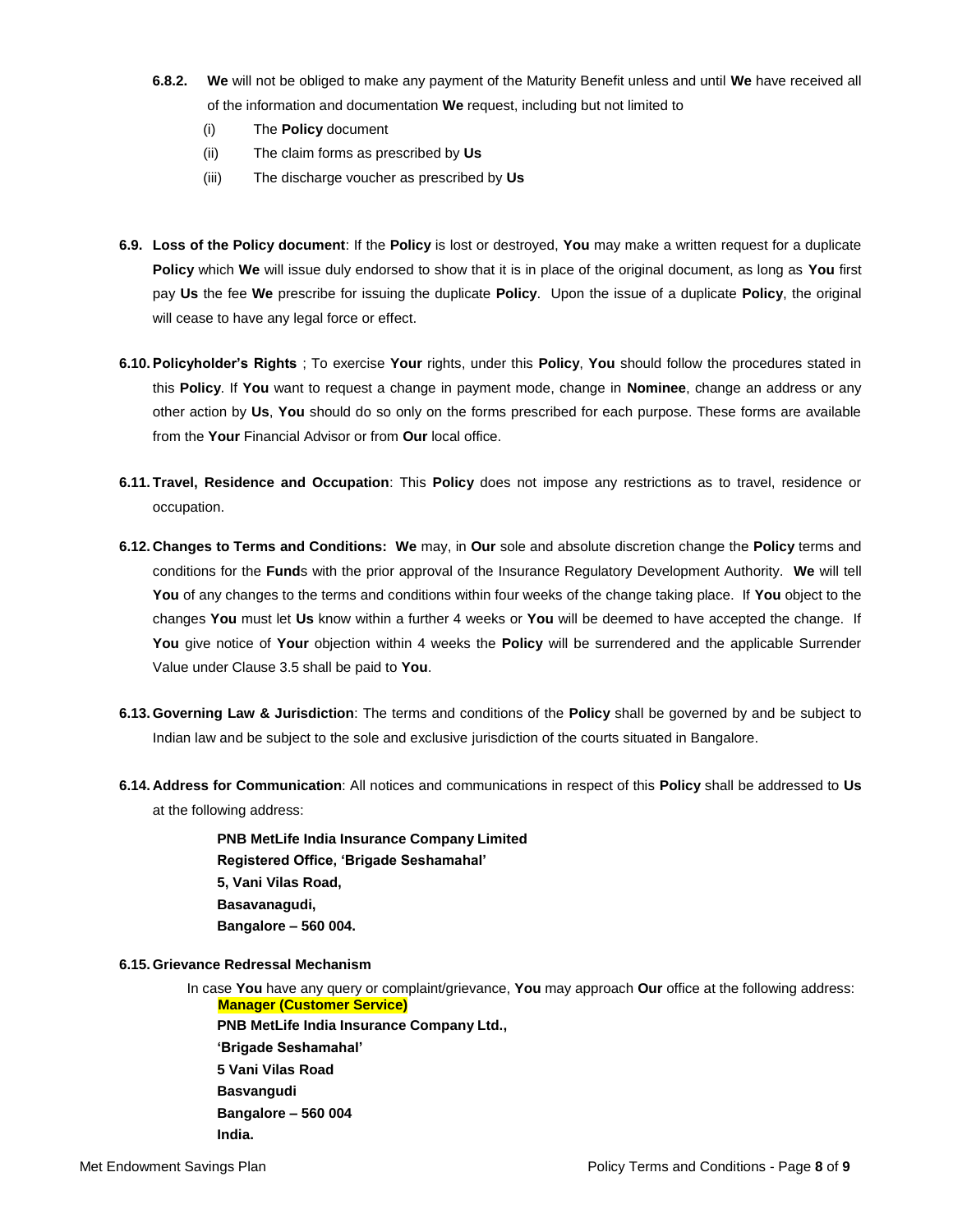**6.8.2.** **We** will not be obliged to make any payment of the Maturity Benefit unless and until **We** have received all of the information and documentation **We** request, including but not limited to

(i) The **Policy** document

(ii) The claim forms as prescribed by **Us**

(iii) The discharge voucher as prescribed by **Us**

**6.9. Loss of the Policy document**: If the **Policy** is lost or destroyed, **You** may make a written request for a duplicate **Policy** which **We** will issue duly endorsed to show that it is in place of the original document, as long as **You** first pay **Us** the fee **We** prescribe for issuing the duplicate **Policy**. Upon the issue of a duplicate **Policy**, the original will cease to have any legal force or effect.

**6.10. Policyholder's Rights** ; To exercise **Your** rights, under this **Policy**, **You** should follow the procedures stated in this **Policy**. If **You** want to request a change in payment mode, change in **Nominee**, change an address or any other action by **Us**, **You** should do so only on the forms prescribed for each purpose. These forms are available from the **Your** Financial Advisor or from **Our** local office.

**6.11. Travel, Residence and Occupation**: This **Policy** does not impose any restrictions as to travel, residence or occupation.

**6.12. Changes to Terms and Conditions: We** may, in **Our** sole and absolute discretion change the **Policy** terms and conditions for the **Fund**s with the prior approval of the Insurance Regulatory Development Authority. **We** will tell **You** of any changes to the terms and conditions within four weeks of the change taking place. If **You** object to the changes **You** must let **Us** know within a further 4 weeks or **You** will be deemed to have accepted the change. If **You** give notice of **Your** objection within 4 weeks the **Policy** will be surrendered and the applicable Surrender Value under Clause 3.5 shall be paid to **You**.

**6.13. Governing Law & Jurisdiction**: The terms and conditions of the **Policy** shall be governed by and be subject to Indian law and be subject to the sole and exclusive jurisdiction of the courts situated in Bangalore.

**6.14. Address for Communication**: All notices and communications in respect of this **Policy** shall be addressed to **Us** at the following address:

**PNB MetLife India Insurance Company Limited**
**Registered Office, 'Brigade Seshamahal'**
**5, Vani Vilas Road,**
**Basavanagudi,**
**Bangalore – 560 004.**

**6.15. Grievance Redressal Mechanism**

In case **You** have any query or complaint/grievance, **You** may approach **Our** office at the following address:

**Manager (Customer Service)**
**PNB MetLife India Insurance Company Ltd.,**
**'Brigade Seshamahal'**
**5 Vani Vilas Road**
**Basvangudi**
**Bangalore – 560 004**
**India.**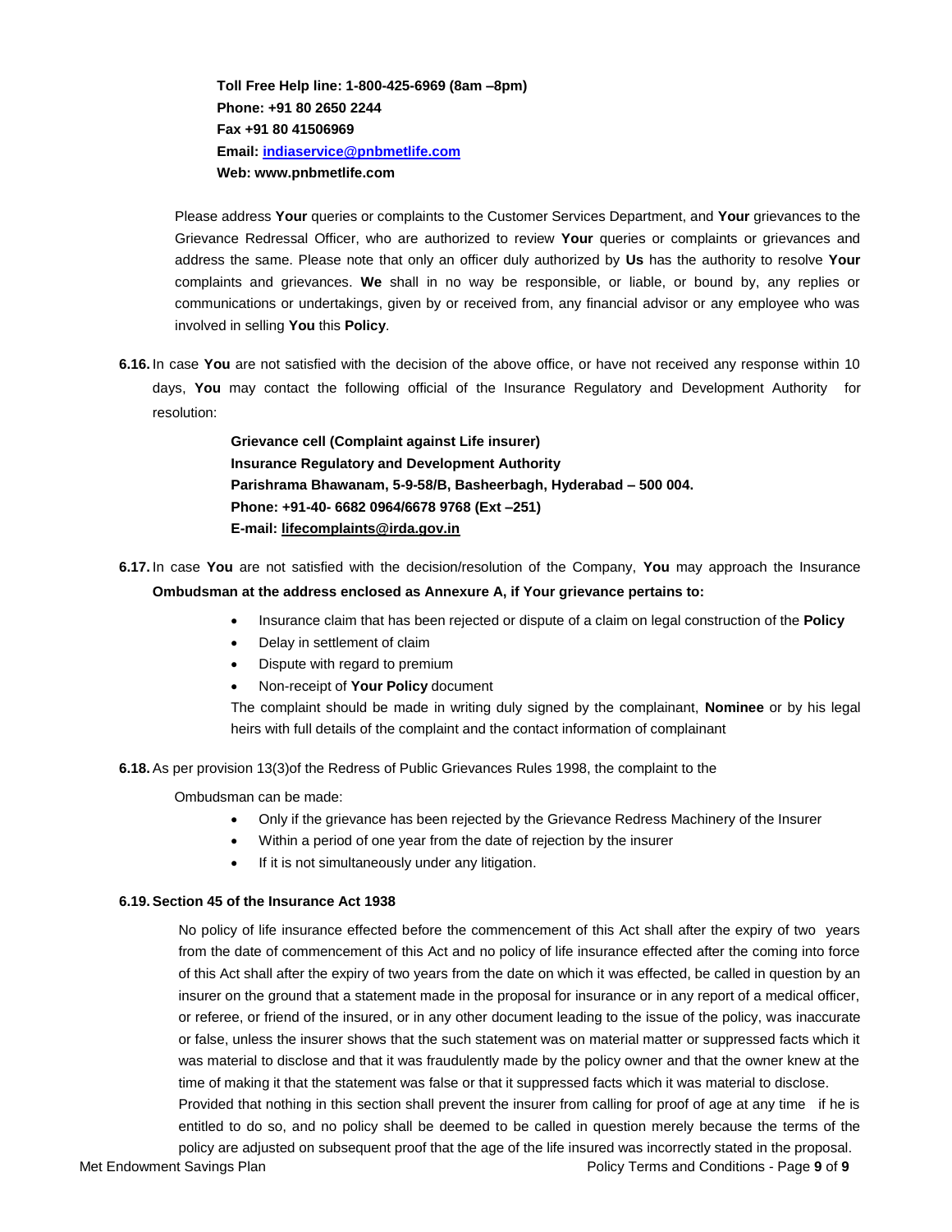**Toll Free Help line: 1-800-425-6969 (8am –8pm)**
**Phone: +91 80 2650 2244**
**Fax +91 80 41506969**
**Email: indiaservice@pnbmetlife.com**
**Web: www.pnbmetlife.com**

Please address **Your** queries or complaints to the Customer Services Department, and **Your** grievances to the Grievance Redressal Officer, who are authorized to review **Your** queries or complaints or grievances and address the same. Please note that only an officer duly authorized by **Us** has the authority to resolve **Your** complaints and grievances. **We** shall in no way be responsible, or liable, or bound by, any replies or communications or undertakings, given by or received from, any financial advisor or any employee who was involved in selling **You** this **Policy**.

**6.16.** In case **You** are not satisfied with the decision of the above office, or have not received any response within 10 days, **You** may contact the following official of the Insurance Regulatory and Development Authority for resolution:

**Grievance cell (Complaint against Life insurer)**
**Insurance Regulatory and Development Authority**
**Parishrama Bhawanam, 5-9-58/B, Basheerbagh, Hyderabad – 500 004.**
**Phone: +91-40- 6682 0964/6678 9768 (Ext –251)**
**E-mail: lifecomplaints@irda.gov.in**

**6.17.** In case **You** are not satisfied with the decision/resolution of the Company, **You** may approach the Insurance **Ombudsman at the address enclosed as Annexure A, if Your grievance pertains to:**

- Insurance claim that has been rejected or dispute of a claim on legal construction of the **Policy**
- Delay in settlement of claim
- Dispute with regard to premium
- Non-receipt of **Your Policy** document

The complaint should be made in writing duly signed by the complainant, **Nominee** or by his legal heirs with full details of the complaint and the contact information of complainant

**6.18.** As per provision 13(3)of the Redress of Public Grievances Rules 1998, the complaint to the Ombudsman can be made:

- Only if the grievance has been rejected by the Grievance Redress Machinery of the Insurer
- Within a period of one year from the date of rejection by the insurer
- If it is not simultaneously under any litigation.

**6.19. Section 45 of the Insurance Act 1938**

No policy of life insurance effected before the commencement of this Act shall after the expiry of two years from the date of commencement of this Act and no policy of life insurance effected after the coming into force of this Act shall after the expiry of two years from the date on which it was effected, be called in question by an insurer on the ground that a statement made in the proposal for insurance or in any report of a medical officer, or referee, or friend of the insured, or in any other document leading to the issue of the policy, was inaccurate or false, unless the insurer shows that the such statement was on material matter or suppressed facts which it was material to disclose and that it was fraudulently made by the policy owner and that the owner knew at the time of making it that the statement was false or that it suppressed facts which it was material to disclose.

Provided that nothing in this section shall prevent the insurer from calling for proof of age at any time if he is entitled to do so, and no policy shall be deemed to be called in question merely because the terms of the policy are adjusted on subsequent proof that the age of the life insured was incorrectly stated in the proposal.